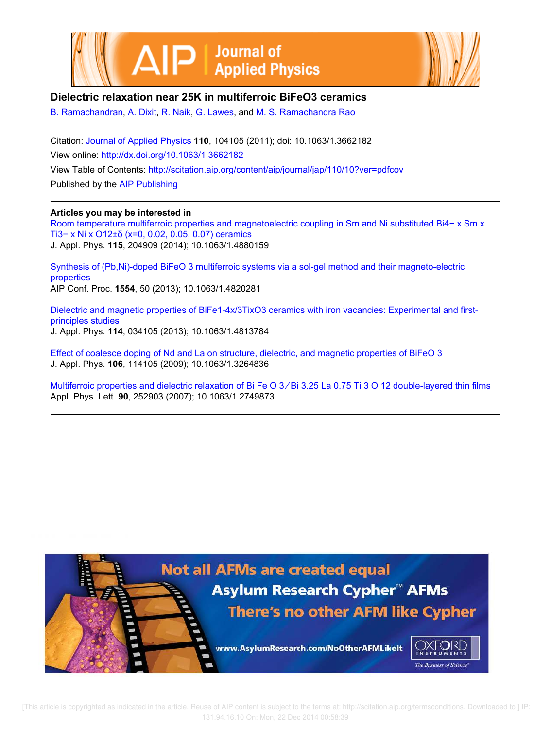# Dielectric relaxation near 25K in multiferroic $BiFeO_3$ ceramics

B. Ramachandran, A. Dixit, R. Naik, G. Lawes, and M. S. Ramachandra Rao

Citation: Journal of Applied Physics **110**, 104105 (2011); doi: 10.1063/1.3662182

View online: http://dx.doi.org/10.1063/1.3662182

View Table of Contents: http://scitation.aip.org/content/aip/journal/jap/110/10?ver=pdfcov

Published by the AIP Publishing

---

**Articles you may be interested in**

Room temperature multiferroic properties and magnetoelectric coupling in Sm and Ni substituted $Bi_{4-x}Sm_xTi_{3-x}Ni_xO_{12\pm\delta}$ (x=0, 0.02, 0.05, 0.07) ceramics
J. Appl. Phys. **115**, 204909 (2014); 10.1063/1.4880159

Synthesis of (Pb,Ni)-doped $BiFeO_3$ multiferroic systems via a sol-gel method and their magneto-electric properties
AIP Conf. Proc. **1554**, 50 (2013); 10.1063/1.4820281

Dielectric and magnetic properties of $BiFe_{1-4x/3}Ti_xO_3$ ceramics with iron vacancies: Experimental and first-principles studies
J. Appl. Phys. **114**, 034105 (2013); 10.1063/1.4813784

Effect of coalesce doping of Nd and La on structure, dielectric, and magnetic properties of $BiFeO_3$
J. Appl. Phys. **106**, 114105 (2009); 10.1063/1.3264836

Multiferroic properties and dielectric relaxation of $BiFeO_3/Bi_{3.25}La_{0.75}Ti_3O_{12}$ double-layered thin films
Appl. Phys. Lett. **90**, 252903 (2007); 10.1063/1.2749873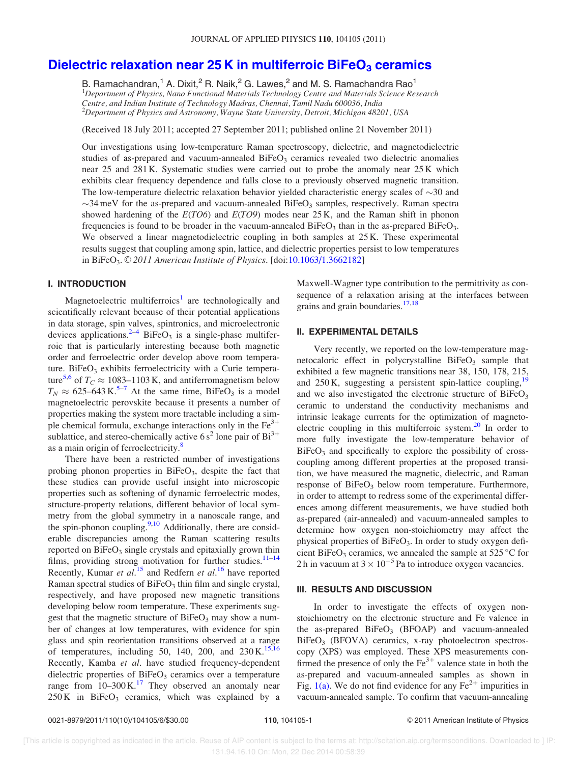# Dielectric relaxation near 25 K in multiferroic $BiFeO_3$ ceramics

B. Ramachandran,[1] A. Dixit,[2] R. Naik,[2] G. Lawes,[2] and M. S. Ramachandra Rao[1]

[1]*Department of Physics, Nano Functional Materials Technology Centre and Materials Science Research Centre, and Indian Institute of Technology Madras, Chennai, Tamil Nadu 600036, India*
[2]*Department of Physics and Astronomy, Wayne State University, Detroit, Michigan 48201, USA*

(Received 18 July 2011; accepted 27 September 2011; published online 21 November 2011)

Our investigations using low-temperature Raman spectroscopy, dielectric, and magnetodielectric studies of as-prepared and vacuum-annealed $BiFeO_3$ ceramics revealed two dielectric anomalies near 25 and 281 K. Systematic studies were carried out to probe the anomaly near 25 K which exhibits clear frequency dependence and falls close to a previously observed magnetic transition. The low-temperature dielectric relaxation behavior yielded characteristic energy scales of ~30 and ~34 meV for the as-prepared and vacuum-annealed $BiFeO_3$ samples, respectively. Raman spectra showed hardening of the $E(TO6)$ and $E(TO9)$ modes near 25 K, and the Raman shift in phonon frequencies is found to be broader in the vacuum-annealed $BiFeO_3$ than in the as-prepared $BiFeO_3$. We observed a linear magnetodielectric coupling in both samples at 25 K. These experimental results suggest that coupling among spin, lattice, and dielectric properties persist to low temperatures in $BiFeO_3$. © *2011 American Institute of Physics*. [doi:10.1063/1.3662182]

## I. INTRODUCTION

Magnetoelectric multiferroics[1] are technologically and scientifically relevant because of their potential applications in data storage, spin valves, spintronics, and microelectronic devices applications.[2–4] $BiFeO_3$ is a single-phase multiferroic that is particularly interesting because both magnetic order and ferroelectric order develop above room temperature. $BiFeO_3$ exhibits ferroelectricity with a Curie temperature[5,6] of $T_C \approx 1083$–$1103$ K, and antiferromagnetism below $T_N \approx 625$–$643$ K.[5–7] At the same time, $BiFeO_3$ is a model magnetoelectric perovskite because it presents a number of properties making the system more tractable including a simple chemical formula, exchange interactions only in the $Fe^{3+}$ sublattice, and stereo-chemically active $6s^2$ lone pair of $Bi^{3+}$ as a main origin of ferroelectricity.[8]

There have been a restricted number of investigations probing phonon properties in $BiFeO_3$, despite the fact that these studies can provide useful insight into microscopic properties such as softening of dynamic ferroelectric modes, structure-property relations, different behavior of local symmetry from the global symmetry in a nanoscale range, and the spin-phonon coupling.[9,10] Additionally, there are considerable discrepancies among the Raman scattering results reported on $BiFeO_3$ single crystals and epitaxially grown thin films, providing strong motivation for further studies.[11–14] Recently, Kumar *et al.*[15] and Redfern *et al.*[16] have reported Raman spectral studies of $BiFeO_3$ thin film and single crystal, respectively, and have proposed new magnetic transitions developing below room temperature. These experiments suggest that the magnetic structure of $BiFeO_3$ may show a number of changes at low temperatures, with evidence for spin glass and spin reorientation transitions observed at a range of temperatures, including 50, 140, 200, and 230 K.[15,16] Recently, Kamba *et al*. have studied frequency-dependent dielectric properties of $BiFeO_3$ ceramics over a temperature range from 10–300 K.[17] They observed an anomaly near 250 K in $BiFeO_3$ ceramics, which was explained by a Maxwell-Wagner type contribution to the permittivity as consequence of a relaxation arising at the interfaces between grains and grain boundaries.[17,18]

## II. EXPERIMENTAL DETAILS

Very recently, we reported on the low-temperature magnetocaloric effect in polycrystalline $BiFeO_3$ sample that exhibited a few magnetic transitions near 38, 150, 178, 215, and 250 K, suggesting a persistent spin-lattice coupling,[19] and we also investigated the electronic structure of $BiFeO_3$ ceramic to understand the conductivity mechanisms and intrinsic leakage currents for the optimization of magnetoelectric coupling in this multiferroic system.[20] In order to more fully investigate the low-temperature behavior of $BiFeO_3$ and specifically to explore the possibility of cross-coupling among different properties at the proposed transition, we have measured the magnetic, dielectric, and Raman response of $BiFeO_3$ below room temperature. Furthermore, in order to attempt to redress some of the experimental differences among different measurements, we have studied both as-prepared (air-annealed) and vacuum-annealed samples to determine how oxygen non-stoichiometry may affect the physical properties of $BiFeO_3$. In order to study oxygen deficient $BiFeO_3$ ceramics, we annealed the sample at 525 °C for 2 h in vacuum at $3 \times 10^{-5}$ Pa to introduce oxygen vacancies.

## III. RESULTS AND DISCUSSION

In order to investigate the effects of oxygen non-stoichiometry on the electronic structure and Fe valence in the as-prepared $BiFeO_3$ (BFOAP) and vacuum-annealed $BiFeO_3$ (BFOVA) ceramics, x-ray photoelectron spectroscopy (XPS) was employed. These XPS measurements confirmed the presence of only the $Fe^{3+}$ valence state in both the as-prepared and vacuum-annealed samples as shown in Fig. 1(a). We do not find evidence for any $Fe^{2+}$ impurities in vacuum-annealed sample. To confirm that vacuum-annealing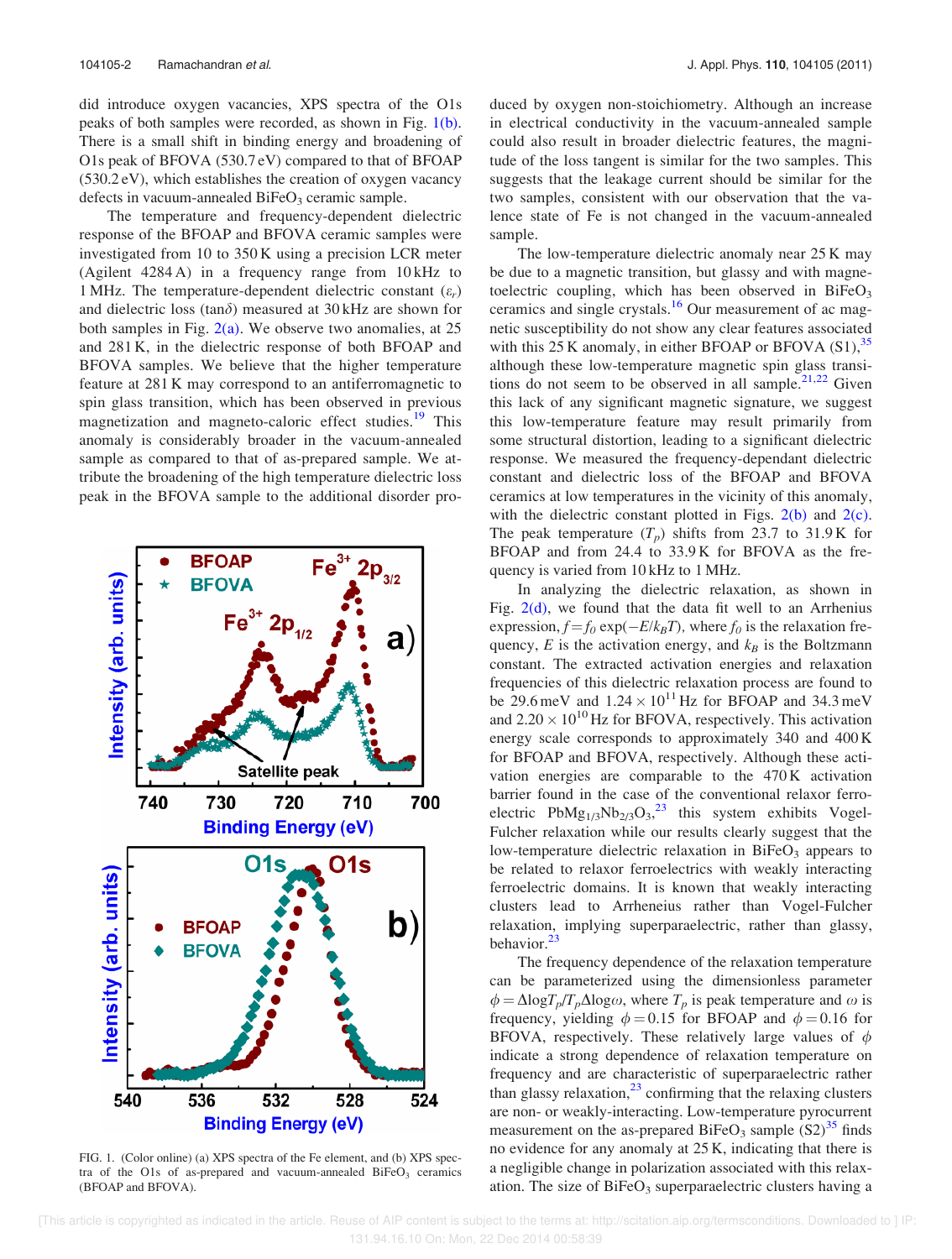did introduce oxygen vacancies, XPS spectra of the O1s peaks of both samples were recorded, as shown in Fig. 1(b). There is a small shift in binding energy and broadening of O1s peak of BFOVA (530.7 eV) compared to that of BFOAP (530.2 eV), which establishes the creation of oxygen vacancy defects in vacuum-annealed $BiFeO_3$ ceramic sample.

The temperature and frequency-dependent dielectric response of the BFOAP and BFOVA ceramic samples were investigated from 10 to 350 K using a precision LCR meter (Agilent 4284 A) in a frequency range from 10 kHz to 1 MHz. The temperature-dependent dielectric constant ($\varepsilon_r$) and dielectric loss ($\tan\delta$) measured at 30 kHz are shown for both samples in Fig. 2(a). We observe two anomalies, at 25 and 281 K, in the dielectric response of both BFOAP and BFOVA samples. We believe that the higher temperature feature at 281 K may correspond to an antiferromagnetic to spin glass transition, which has been observed in previous magnetization and magneto-caloric effect studies.[19] This anomaly is considerably broader in the vacuum-annealed sample as compared to that of as-prepared sample. We attribute the broadening of the high temperature dielectric loss peak in the BFOVA sample to the additional disorder produced by oxygen non-stoichiometry. Although an increase in electrical conductivity in the vacuum-annealed sample could also result in broader dielectric features, the magnitude of the loss tangent is similar for the two samples. This suggests that the leakage current should be similar for the two samples, consistent with our observation that the valence state of Fe is not changed in the vacuum-annealed sample.

FIG. 1. (Color online) (a) XPS spectra of the Fe element, and (b) XPS spectra of the O1s of as-prepared and vacuum-annealed $BiFeO_3$ ceramics (BFOAP and BFOVA).

The low-temperature dielectric anomaly near 25 K may be due to a magnetic transition, but glassy and with magnetoelectric coupling, which has been observed in $BiFeO_3$ ceramics and single crystals.[16] Our measurement of ac magnetic susceptibility do not show any clear features associated with this 25 K anomaly, in either BFOAP or BFOVA (S1),[35] although these low-temperature magnetic spin glass transitions do not seem to be observed in all sample.[21,22] Given this lack of any significant magnetic signature, we suggest this low-temperature feature may result primarily from some structural distortion, leading to a significant dielectric response. We measured the frequency-dependant dielectric constant and dielectric loss of the BFOAP and BFOVA ceramics at low temperatures in the vicinity of this anomaly, with the dielectric constant plotted in Figs. 2(b) and 2(c). The peak temperature ($T_p$) shifts from 23.7 to 31.9 K for BFOAP and from 24.4 to 33.9 K for BFOVA as the frequency is varied from 10 kHz to 1 MHz.

In analyzing the dielectric relaxation, as shown in Fig. 2(d), we found that the data fit well to an Arrhenius expression, $f = f_0 \exp(-E/k_BT)$, where $f_0$ is the relaxation frequency, $E$ is the activation energy, and $k_B$ is the Boltzmann constant. The extracted activation energies and relaxation frequencies of this dielectric relaxation process are found to be 29.6 meV and $1.24 \times 10^{11}$ Hz for BFOAP and 34.3 meV and $2.20 \times 10^{10}$ Hz for BFOVA, respectively. This activation energy scale corresponds to approximately 340 and 400 K for BFOAP and BFOVA, respectively. Although these activation energies are comparable to the 470 K activation barrier found in the case of the conventional relaxor ferroelectric $PbMg_{1/3}Nb_{2/3}O_3$,[23] this system exhibits Vogel-Fulcher relaxation while our results clearly suggest that the low-temperature dielectric relaxation in $BiFeO_3$ appears to be related to relaxor ferroelectrics with weakly interacting ferroelectric domains. It is known that weakly interacting clusters lead to Arrheneius rather than Vogel-Fulcher relaxation, implying superparaelectric, rather than glassy, behavior.[23]

The frequency dependence of the relaxation temperature can be parameterized using the dimensionless parameter $\phi = \Delta \log T_p / T_p \Delta \log \omega$, where $T_p$ is peak temperature and $\omega$ is frequency, yielding $\phi = 0.15$ for BFOAP and $\phi = 0.16$ for BFOVA, respectively. These relatively large values of $\phi$ indicate a strong dependence of relaxation temperature on frequency and are characteristic of superparaelectric rather than glassy relaxation,[23] confirming that the relaxing clusters are non- or weakly-interacting. Low-temperature pyrocurrent measurement on the as-prepared $BiFeO_3$ sample (S2)[35] finds no evidence for any anomaly at 25 K, indicating that there is a negligible change in polarization associated with this relaxation. The size of $BiFeO_3$ superparaelectric clusters having a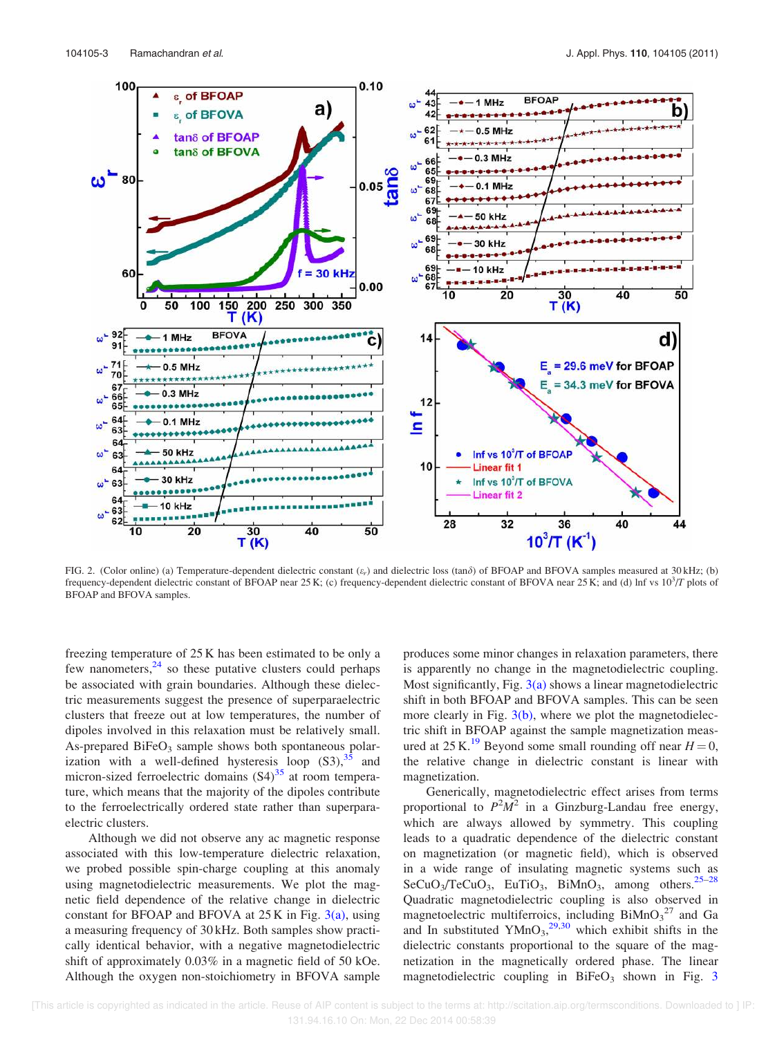FIG. 2. (Color online) (a) Temperature-dependent dielectric constant ($\varepsilon_r$) and dielectric loss (tan$\delta$) of BFOAP and BFOVA samples measured at 30 kHz; (b) frequency-dependent dielectric constant of BFOAP near 25 K; (c) frequency-dependent dielectric constant of BFOVA near 25 K; and (d) lnf vs $10^3/T$ plots of BFOAP and BFOVA samples.

freezing temperature of 25 K has been estimated to be only a few nanometers,[24] so these putative clusters could perhaps be associated with grain boundaries. Although these dielectric measurements suggest the presence of superparaelectric clusters that freeze out at low temperatures, the number of dipoles involved in this relaxation must be relatively small. As-prepared $BiFeO_3$ sample shows both spontaneous polarization with a well-defined hysteresis loop (S3),[35] and micron-sized ferroelectric domains (S4)[35] at room temperature, which means that the majority of the dipoles contribute to the ferroelectrically ordered state rather than superparaelectric clusters.

Although we did not observe any ac magnetic response associated with this low-temperature dielectric relaxation, we probed possible spin-charge coupling at this anomaly using magnetodielectric measurements. We plot the magnetic field dependence of the relative change in dielectric constant for BFOAP and BFOVA at 25 K in Fig. 3(a), using a measuring frequency of 30 kHz. Both samples show practically identical behavior, with a negative magnetodielectric shift of approximately 0.03% in a magnetic field of 50 kOe. Although the oxygen non-stoichiometry in BFOVA sample produces some minor changes in relaxation parameters, there is apparently no change in the magnetodielectric coupling. Most significantly, Fig. 3(a) shows a linear magnetodielectric shift in both BFOAP and BFOVA samples. This can be seen more clearly in Fig. 3(b), where we plot the magnetodielectric shift in BFOAP against the sample magnetization measured at 25 K.[19] Beyond some small rounding off near $H = 0$, the relative change in dielectric constant is linear with magnetization.

Generically, magnetodielectric effect arises from terms proportional to $P^2M^2$ in a Ginzburg-Landau free energy, which are always allowed by symmetry. This coupling leads to a quadratic dependence of the dielectric constant on magnetization (or magnetic field), which is observed in a wide range of insulating magnetic systems such as $SeCuO_3$/$TeCuO_3$, $EuTiO_3$, $BiMnO_3$, among others.[25–28] Quadratic magnetodielectric coupling is also observed in magnetoelectric multiferroics, including $BiMnO_3$[27] and Ga and In substituted $YMnO_3$,[29,30] which exhibit shifts in the dielectric constants proportional to the square of the magnetization in the magnetically ordered phase. The linear magnetodielectric coupling in $BiFeO_3$ shown in Fig. 3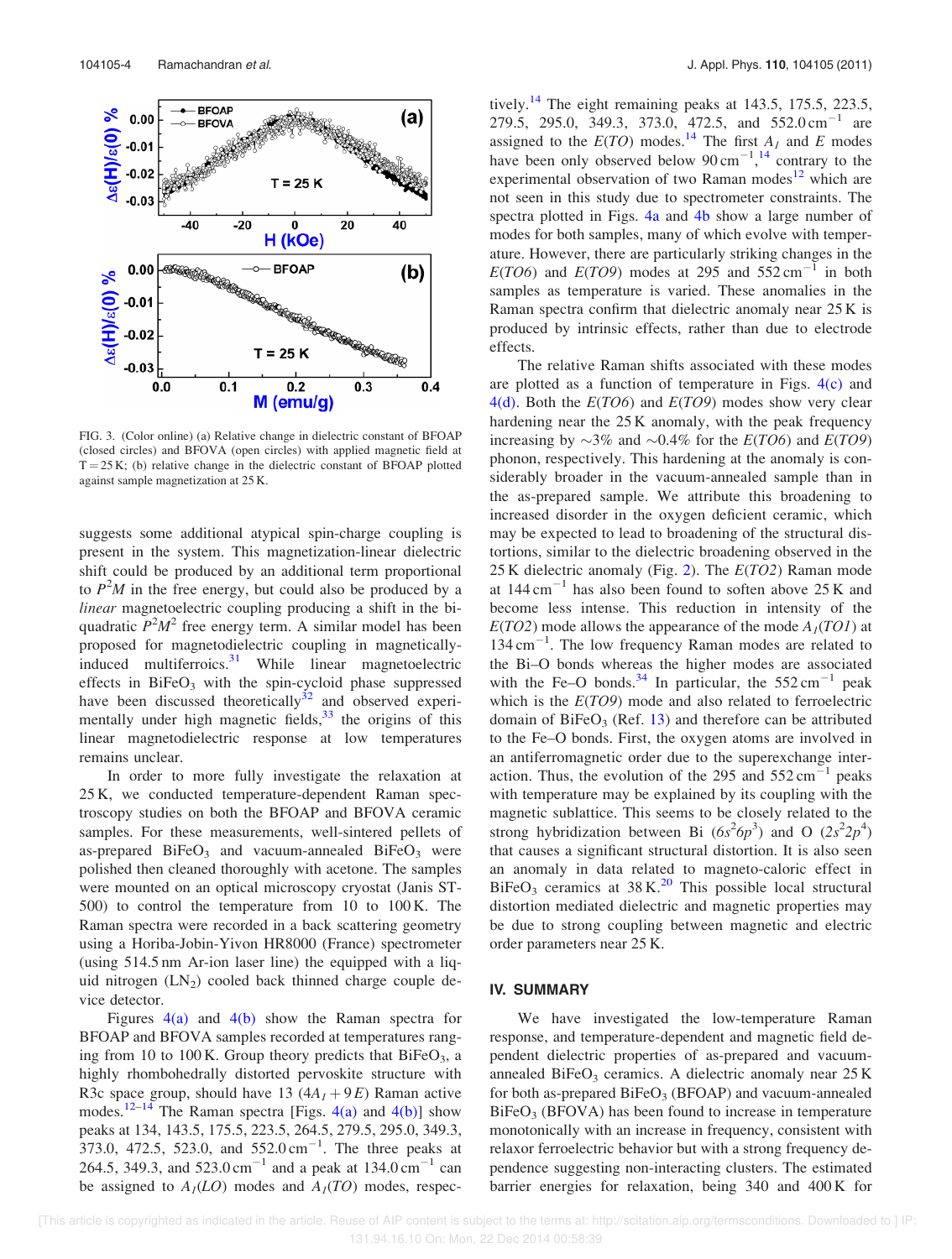FIG. 3. (Color online) (a) Relative change in dielectric constant of BFOAP (closed circles) and BFOVA (open circles) with applied magnetic field at T = 25 K; (b) relative change in the dielectric constant of BFOAP plotted against sample magnetization at 25 K.

suggests some additional atypical spin-charge coupling is present in the system. This magnetization-linear dielectric shift could be produced by an additional term proportional to $P^2M$ in the free energy, but could also be produced by a *linear* magnetoelectric coupling producing a shift in the biquadratic $P^2M^2$ free energy term. A similar model has been proposed for magnetodielectric coupling in magnetically-induced multiferroics.[31] While linear magnetoelectric effects in $BiFeO_3$ with the spin-cycloid phase suppressed have been discussed theoretically[32] and observed experimentally under high magnetic fields,[33] the origins of this linear magnetodielectric response at low temperatures remains unclear.

In order to more fully investigate the relaxation at 25 K, we conducted temperature-dependent Raman spectroscopy studies on both the BFOAP and BFOVA ceramic samples. For these measurements, well-sintered pellets of as-prepared $BiFeO_3$ and vacuum-annealed $BiFeO_3$ were polished then cleaned thoroughly with acetone. The samples were mounted on an optical microscopy cryostat (Janis ST-500) to control the temperature from 10 to 100 K. The Raman spectra were recorded in a back scattering geometry using a Horiba-Jobin-Yivon HR8000 (France) spectrometer (using 514.5 nm Ar-ion laser line) the equipped with a liquid nitrogen ($LN_2$) cooled back thinned charge couple device detector.

Figures 4(a) and 4(b) show the Raman spectra for BFOAP and BFOVA samples recorded at temperatures ranging from 10 to 100 K. Group theory predicts that $BiFeO_3$, a highly rhombohedrally distorted pervoskite structure with R3c space group, should have 13 ($4A_1 + 9E$) Raman active modes.[12–14] The Raman spectra [Figs. 4(a) and 4(b)] show peaks at 134, 143.5, 175.5, 223.5, 264.5, 279.5, 295.0, 349.3, 373.0, 472.5, 523.0, and 552.0 $cm^{-1}$. The three peaks at 264.5, 349.3, and 523.0 $cm^{-1}$ and a peak at 134.0 $cm^{-1}$ can be assigned to $A_1(LO)$ modes and $A_1(TO)$ modes, respectively.[14] The eight remaining peaks at 143.5, 175.5, 223.5, 279.5, 295.0, 349.3, 373.0, 472.5, and 552.0 $cm^{-1}$ are assigned to the $E(TO)$ modes.[14] The first $A_1$ and $E$ modes have been only observed below 90 $cm^{-1}$,[14] contrary to the experimental observation of two Raman modes[12] which are not seen in this study due to spectrometer constraints. The spectra plotted in Figs. 4a and 4b show a large number of modes for both samples, many of which evolve with temperature. However, there are particularly striking changes in the $E(TO6)$ and $E(TO9)$ modes at 295 and 552 $cm^{-1}$ in both samples as temperature is varied. These anomalies in the Raman spectra confirm that dielectric anomaly near 25 K is produced by intrinsic effects, rather than due to electrode effects.

The relative Raman shifts associated with these modes are plotted as a function of temperature in Figs. 4(c) and 4(d). Both the $E(TO6)$ and $E(TO9)$ modes show very clear hardening near the 25 K anomaly, with the peak frequency increasing by ~3% and ~0.4% for the $E(TO6)$ and $E(TO9)$ phonon, respectively. This hardening at the anomaly is considerably broader in the vacuum-annealed sample than in the as-prepared sample. We attribute this broadening to increased disorder in the oxygen deficient ceramic, which may be expected to lead to broadening of the structural distortions, similar to the dielectric broadening observed in the 25 K dielectric anomaly (Fig. 2). The $E(TO2)$ Raman mode at 144 $cm^{-1}$ has also been found to soften above 25 K and become less intense. This reduction in intensity of the $E(TO2)$ mode allows the appearance of the mode $A_1(TO1)$ at 134 $cm^{-1}$. The low frequency Raman modes are related to the Bi–O bonds whereas the higher modes are associated with the Fe–O bonds.[34] In particular, the 552 $cm^{-1}$ peak which is the $E(TO9)$ mode and also related to ferroelectric domain of $BiFeO_3$ (Ref. 13) and therefore can be attributed to the Fe–O bonds. First, the oxygen atoms are involved in an antiferromagnetic order due to the superexchange interaction. Thus, the evolution of the 295 and 552 $cm^{-1}$ peaks with temperature may be explained by its coupling with the magnetic sublattice. This seems to be closely related to the strong hybridization between Bi ($6s^26p^3$) and O ($2s^22p^4$) that causes a significant structural distortion. It is also seen an anomaly in data related to magneto-caloric effect in $BiFeO_3$ ceramics at 38 K.[20] This possible local structural distortion mediated dielectric and magnetic properties may be due to strong coupling between magnetic and electric order parameters near 25 K.

## IV. SUMMARY

We have investigated the low-temperature Raman response, and temperature-dependent and magnetic field dependent dielectric properties of as-prepared and vacuum-annealed $BiFeO_3$ ceramics. A dielectric anomaly near 25 K for both as-prepared $BiFeO_3$ (BFOAP) and vacuum-annealed $BiFeO_3$ (BFOVA) has been found to increase in temperature monotonically with an increase in frequency, consistent with relaxor ferroelectric behavior but with a strong frequency dependence suggesting non-interacting clusters. The estimated barrier energies for relaxation, being 340 and 400 K for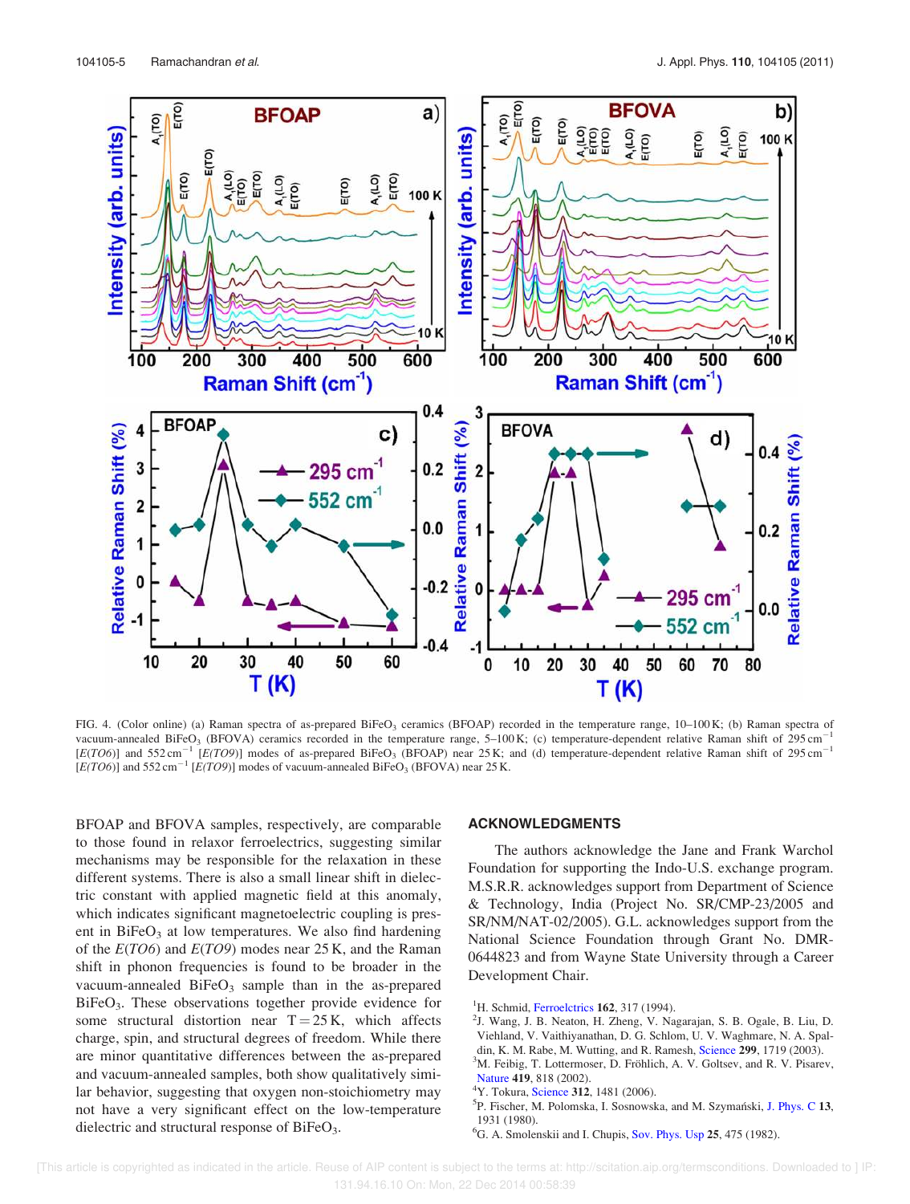FIG. 4. (Color online) (a) Raman spectra of as-prepared $BiFeO_3$ ceramics (BFOAP) recorded in the temperature range, 10–100 K; (b) Raman spectra of vacuum-annealed $BiFeO_3$ (BFOVA) ceramics recorded in the temperature range, 5–100 K; (c) temperature-dependent relative Raman shift of 295 cm$^{-1}$ [$E(TO6)$] and 552 cm$^{-1}$ [$E(TO9)$] modes of as-prepared $BiFeO_3$ (BFOAP) near 25 K; and (d) temperature-dependent relative Raman shift of 295 cm$^{-1}$ [$E(TO6)$] and 552 cm$^{-1}$ [$E(TO9)$] modes of vacuum-annealed $BiFeO_3$ (BFOVA) near 25 K.

BFOAP and BFOVA samples, respectively, are comparable to those found in relaxor ferroelectrics, suggesting similar mechanisms may be responsible for the relaxation in these different systems. There is also a small linear shift in dielectric constant with applied magnetic field at this anomaly, which indicates significant magnetoelectric coupling is present in $BiFeO_3$ at low temperatures. We also find hardening of the $E(TO6)$ and $E(TO9)$ modes near 25 K, and the Raman shift in phonon frequencies is found to be broader in the vacuum-annealed $BiFeO_3$ sample than in the as-prepared $BiFeO_3$. These observations together provide evidence for some structural distortion near $T = 25$ K, which affects charge, spin, and structural degrees of freedom. While there are minor quantitative differences between the as-prepared and vacuum-annealed samples, both show qualitatively similar behavior, suggesting that oxygen non-stoichiometry may not have a very significant effect on the low-temperature dielectric and structural response of $BiFeO_3$.

## ACKNOWLEDGMENTS

The authors acknowledge the Jane and Frank Warchol Foundation for supporting the Indo-U.S. exchange program. M.S.R.R. acknowledges support from Department of Science & Technology, India (Project No. SR/CMP-23/2005 and SR/NM/NAT-02/2005). G.L. acknowledges support from the National Science Foundation through Grant No. DMR-0644823 and from Wayne State University through a Career Development Chair.

[1]H. Schmid, Ferroelctrics **162**, 317 (1994).

[2]J. Wang, J. B. Neaton, H. Zheng, V. Nagarajan, S. B. Ogale, B. Liu, D. Viehland, V. Vaithiyanathan, D. G. Schlom, U. V. Waghmare, N. A. Spaldin, K. M. Rabe, M. Wutting, and R. Ramesh, Science **299**, 1719 (2003).

[3]M. Feibig, T. Lottermoser, D. Fröhlich, A. V. Goltsev, and R. V. Pisarev, Nature **419**, 818 (2002).

[4]Y. Tokura, Science **312**, 1481 (2006).

[5]P. Fischer, M. Polomska, I. Sosnowska, and M. Szymański, J. Phys. C **13**, 1931 (1980).

[6]G. A. Smolenskii and I. Chupis, Sov. Phys. Usp **25**, 475 (1982).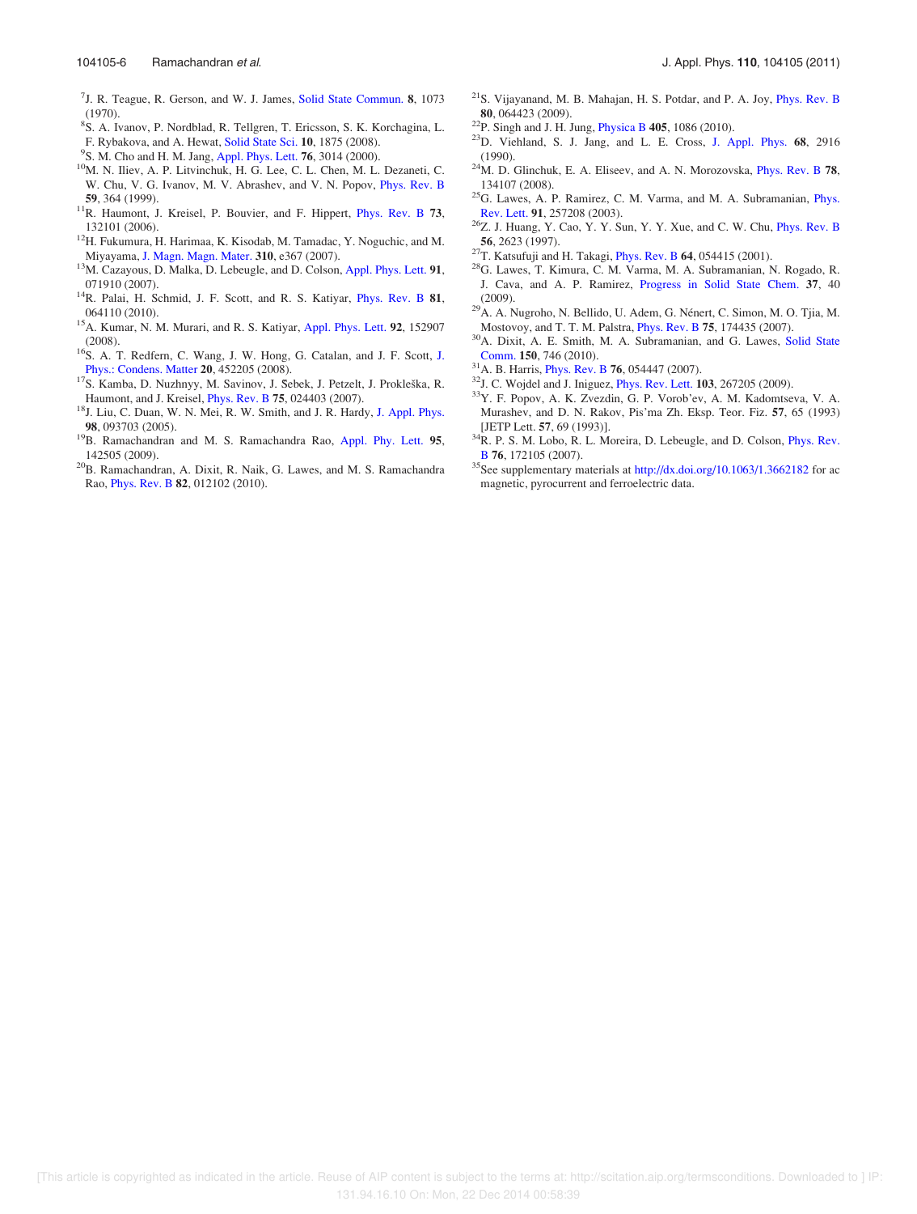[7] J. R. Teague, R. Gerson, and W. J. James, Solid State Commun. **8**, 1073 (1970).

[8] S. A. Ivanov, P. Nordblad, R. Tellgren, T. Ericsson, S. K. Korchagina, L. F. Rybakova, and A. Hewat, Solid State Sci. **10**, 1875 (2008).

[9] S. M. Cho and H. M. Jang, Appl. Phys. Lett. **76**, 3014 (2000).

[10] M. N. Iliev, A. P. Litvinchuk, H. G. Lee, C. L. Chen, M. L. Dezaneti, C. W. Chu, V. G. Ivanov, M. V. Abrashev, and V. N. Popov, Phys. Rev. B **59**, 364 (1999).

[11] R. Haumont, J. Kreisel, P. Bouvier, and F. Hippert, Phys. Rev. B **73**, 132101 (2006).

[12] H. Fukumura, H. Harimaa, K. Kisodab, M. Tamadac, Y. Noguchic, and M. Miyayama, J. Magn. Magn. Mater. **310**, e367 (2007).

[13] M. Cazayous, D. Malka, D. Lebeugle, and D. Colson, Appl. Phys. Lett. **91**, 071910 (2007).

[14] R. Palai, H. Schmid, J. F. Scott, and R. S. Katiyar, Phys. Rev. B **81**, 064110 (2010).

[15] A. Kumar, N. M. Murari, and R. S. Katiyar, Appl. Phys. Lett. **92**, 152907 (2008).

[16] S. A. T. Redfern, C. Wang, J. W. Hong, G. Catalan, and J. F. Scott, J. Phys.: Condens. Matter **20**, 452205 (2008).

[17] S. Kamba, D. Nuzhnyy, M. Savinov, J. Šebek, J. Petzelt, J. Prokleška, R. Haumont, and J. Kreisel, Phys. Rev. B **75**, 024403 (2007).

[18] J. Liu, C. Duan, W. N. Mei, R. W. Smith, and J. R. Hardy, J. Appl. Phys. **98**, 093703 (2005).

[19] B. Ramachandran and M. S. Ramachandra Rao, Appl. Phy. Lett. **95**, 142505 (2009).

[20] B. Ramachandran, A. Dixit, R. Naik, G. Lawes, and M. S. Ramachandra Rao, Phys. Rev. B **82**, 012102 (2010).

[21] S. Vijayanand, M. B. Mahajan, H. S. Potdar, and P. A. Joy, Phys. Rev. B **80**, 064423 (2009).

[22] P. Singh and J. H. Jung, Physica B **405**, 1086 (2010).

[23] D. Viehland, S. J. Jang, and L. E. Cross, J. Appl. Phys. **68**, 2916 (1990).

[24] M. D. Glinchuk, E. A. Eliseev, and A. N. Morozovska, Phys. Rev. B **78**, 134107 (2008).

[25] G. Lawes, A. P. Ramirez, C. M. Varma, and M. A. Subramanian, Phys. Rev. Lett. **91**, 257208 (2003).

[26] Z. J. Huang, Y. Cao, Y. Y. Sun, Y. Y. Xue, and C. W. Chu, Phys. Rev. B **56**, 2623 (1997).

[27] T. Katsufuji and H. Takagi, Phys. Rev. B **64**, 054415 (2001).

[28] G. Lawes, T. Kimura, C. M. Varma, M. A. Subramanian, N. Rogado, R. J. Cava, and A. P. Ramirez, Progress in Solid State Chem. **37**, 40 (2009).

[29] A. A. Nugroho, N. Bellido, U. Adem, G. Nénert, C. Simon, M. O. Tjia, M. Mostovoy, and T. T. M. Palstra, Phys. Rev. B **75**, 174435 (2007).

[30] A. Dixit, A. E. Smith, M. A. Subramanian, and G. Lawes, Solid State Comm. **150**, 746 (2010).

[31] A. B. Harris, Phys. Rev. B **76**, 054447 (2007).

[32] J. C. Wojdel and J. Iniguez, Phys. Rev. Lett. **103**, 267205 (2009).

[33] Y. F. Popov, A. K. Zvezdin, G. P. Vorob'ev, A. M. Kadomtseva, V. A. Murashev, and D. N. Rakov, Pis'ma Zh. Eksp. Teor. Fiz. **57**, 65 (1993) [JETP Lett. **57**, 69 (1993)].

[34] R. P. S. M. Lobo, R. L. Moreira, D. Lebeugle, and D. Colson, Phys. Rev. B **76**, 172105 (2007).

[35] See supplementary materials at http://dx.doi.org/10.1063/1.3662182 for ac magnetic, pyrocurrent and ferroelectric data.